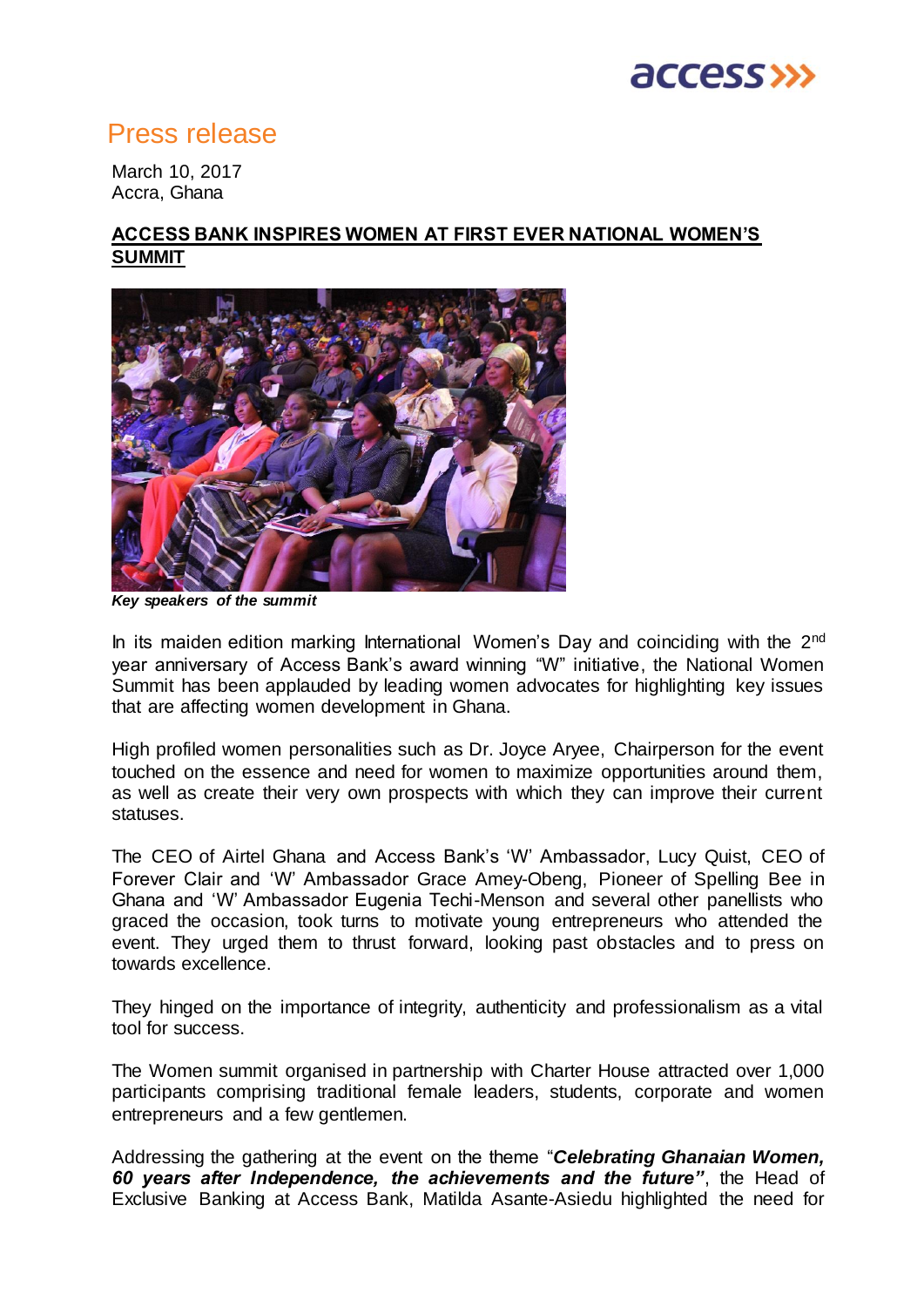# Press release

March 10, 2017
Accra, Ghana

## ACCESS BANK INSPIRES WOMEN AT FIRST EVER NATIONAL WOMEN'S SUMMIT

***Key speakers of the summit***

In its maiden edition marking International Women's Day and coinciding with the 2nd year anniversary of Access Bank's award winning "W" initiative, the National Women Summit has been applauded by leading women advocates for highlighting key issues that are affecting women development in Ghana.

High profiled women personalities such as Dr. Joyce Aryee, Chairperson for the event touched on the essence and need for women to maximize opportunities around them, as well as create their very own prospects with which they can improve their current statuses.

The CEO of Airtel Ghana and Access Bank's 'W' Ambassador, Lucy Quist, CEO of Forever Clair and 'W' Ambassador Grace Amey-Obeng, Pioneer of Spelling Bee in Ghana and 'W' Ambassador Eugenia Techi-Menson and several other panellists who graced the occasion, took turns to motivate young entrepreneurs who attended the event. They urged them to thrust forward, looking past obstacles and to press on towards excellence.

They hinged on the importance of integrity, authenticity and professionalism as a vital tool for success.

The Women summit organised in partnership with Charter House attracted over 1,000 participants comprising traditional female leaders, students, corporate and women entrepreneurs and a few gentlemen.

Addressing the gathering at the event on the theme "***Celebrating Ghanaian Women, 60 years after Independence, the achievements and the future***", the Head of Exclusive Banking at Access Bank, Matilda Asante-Asiedu highlighted the need for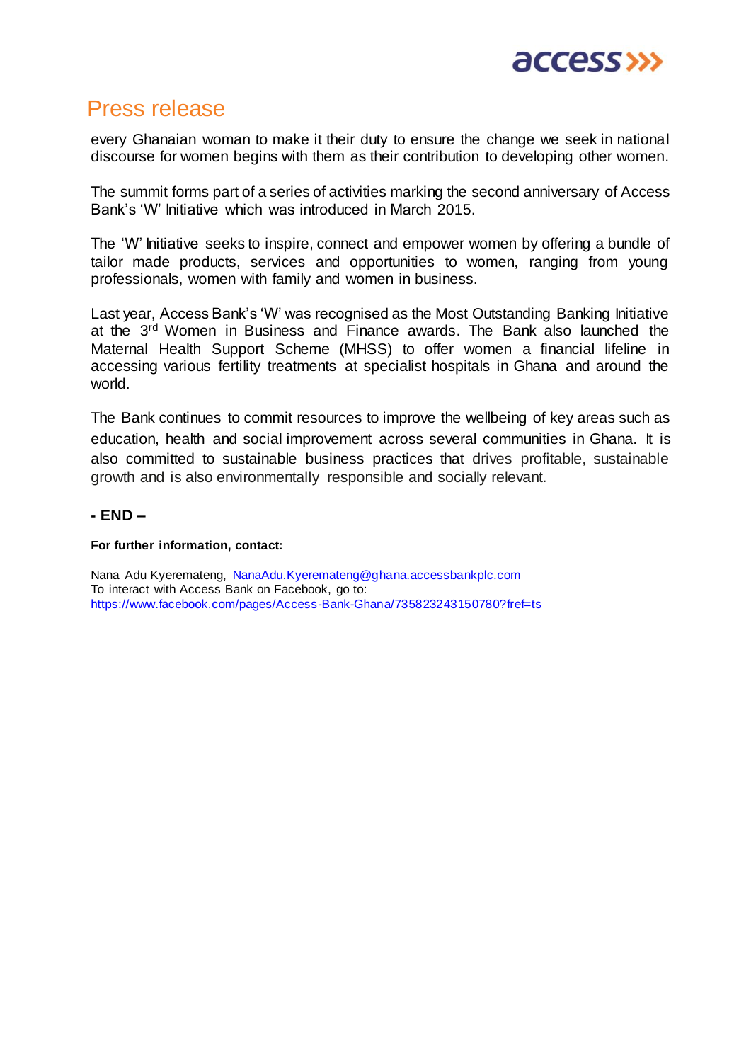# Press release

every Ghanaian woman to make it their duty to ensure the change we seek in national discourse for women begins with them as their contribution to developing other women.

The summit forms part of a series of activities marking the second anniversary of Access Bank's 'W' Initiative which was introduced in March 2015.

The 'W' Initiative seeks to inspire, connect and empower women by offering a bundle of tailor made products, services and opportunities to women, ranging from young professionals, women with family and women in business.

Last year, Access Bank's 'W' was recognised as the Most Outstanding Banking Initiative at the 3rd Women in Business and Finance awards. The Bank also launched the Maternal Health Support Scheme (MHSS) to offer women a financial lifeline in accessing various fertility treatments at specialist hospitals in Ghana and around the world.

The Bank continues to commit resources to improve the wellbeing of key areas such as education, health and social improvement across several communities in Ghana. It is also committed to sustainable business practices that drives profitable, sustainable growth and is also environmentally responsible and socially relevant.

**- END –**

**For further information, contact:**

Nana Adu Kyeremateng, NanaAdu.Kyeremateng@ghana.accessbankplc.com
To interact with Access Bank on Facebook, go to:
https://www.facebook.com/pages/Access-Bank-Ghana/735823243150780?fref=ts